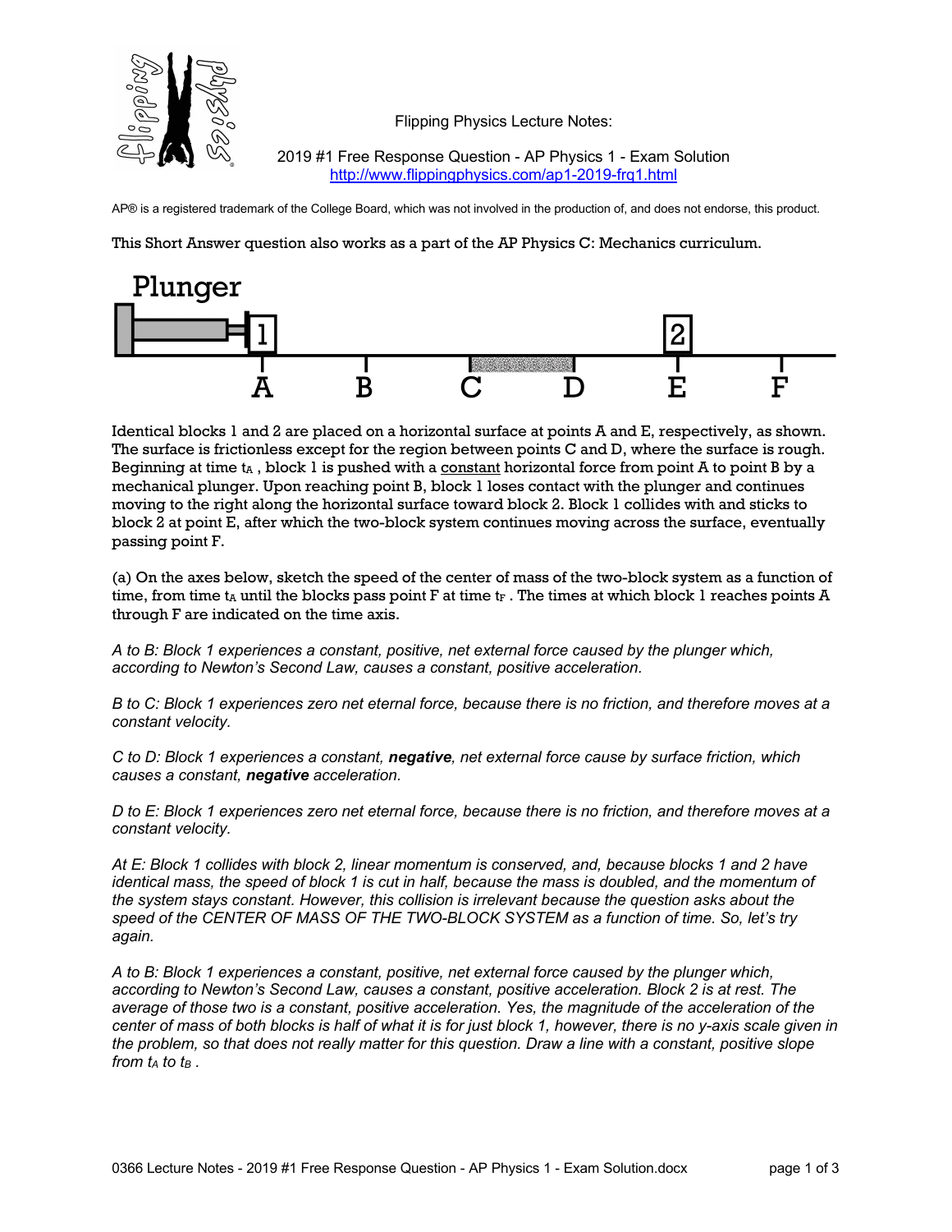Flipping Physics Lecture Notes:

2019 #1 Free Response Question - AP Physics 1 - Exam Solution
http://www.flippingphysics.com/ap1-2019-frq1.html

AP® is a registered trademark of the College Board, which was not involved in the production of, and does not endorse, this product.

This Short Answer question also works as a part of the AP Physics C: Mechanics curriculum.

Identical blocks 1 and 2 are placed on a horizontal surface at points A and E, respectively, as shown. The surface is frictionless except for the region between points C and D, where the surface is rough. Beginning at time $t_A$, block 1 is pushed with a constant horizontal force from point A to point B by a mechanical plunger. Upon reaching point B, block 1 loses contact with the plunger and continues moving to the right along the horizontal surface toward block 2. Block 1 collides with and sticks to block 2 at point E, after which the two-block system continues moving across the surface, eventually passing point F.

(a) On the axes below, sketch the speed of the center of mass of the two-block system as a function of time, from time $t_A$ until the blocks pass point F at time $t_F$. The times at which block 1 reaches points A through F are indicated on the time axis.

*A to B: Block 1 experiences a constant, positive, net external force caused by the plunger which, according to Newton's Second Law, causes a constant, positive acceleration.*

*B to C: Block 1 experiences zero net eternal force, because there is no friction, and therefore moves at a constant velocity.*

*C to D: Block 1 experiences a constant,* ***negative****, net external force cause by surface friction, which causes a constant,* ***negative*** *acceleration.*

*D to E: Block 1 experiences zero net eternal force, because there is no friction, and therefore moves at a constant velocity.*

*At E: Block 1 collides with block 2, linear momentum is conserved, and, because blocks 1 and 2 have identical mass, the speed of block 1 is cut in half, because the mass is doubled, and the momentum of the system stays constant. However, this collision is irrelevant because the question asks about the speed of the CENTER OF MASS OF THE TWO-BLOCK SYSTEM as a function of time. So, let's try again.*

*A to B: Block 1 experiences a constant, positive, net external force caused by the plunger which, according to Newton's Second Law, causes a constant, positive acceleration. Block 2 is at rest. The average of those two is a constant, positive acceleration. Yes, the magnitude of the acceleration of the center of mass of both blocks is half of what it is for just block 1, however, there is no y-axis scale given in the problem, so that does not really matter for this question. Draw a line with a constant, positive slope from $t_A$ to $t_B$.*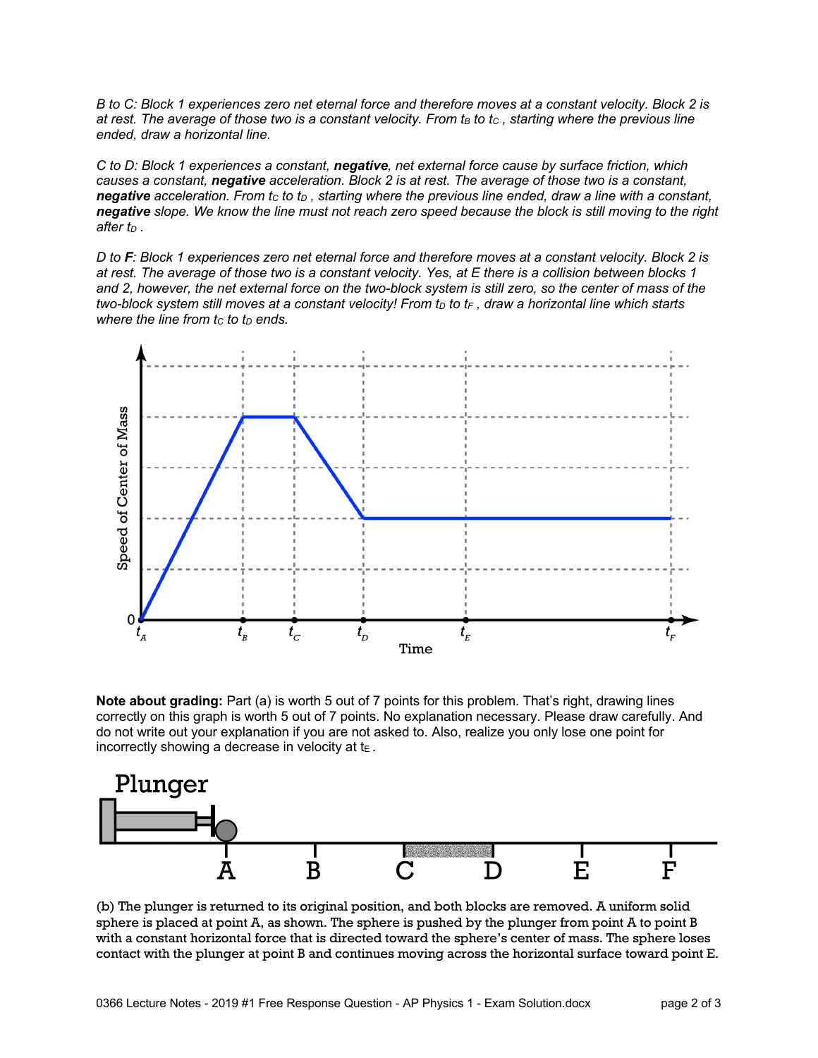*B to C: Block 1 experiences zero net eternal force and therefore moves at a constant velocity. Block 2 is at rest. The average of those two is a constant velocity. From $t_B$ to $t_C$, starting where the previous line ended, draw a horizontal line.*

*C to D: Block 1 experiences a constant,* ***negative****, net external force cause by surface friction, which causes a constant,* ***negative*** *acceleration. Block 2 is at rest. The average of those two is a constant,* ***negative*** *acceleration. From $t_C$ to $t_D$, starting where the previous line ended, draw a line with a constant,* ***negative*** *slope. We know the line must not reach zero speed because the block is still moving to the right after $t_D$.*

*D to* ***F****: Block 1 experiences zero net eternal force and therefore moves at a constant velocity. Block 2 is at rest. The average of those two is a constant velocity. Yes, at E there is a collision between blocks 1 and 2, however, the net external force on the two-block system is still zero, so the center of mass of the two-block system still moves at a constant velocity! From $t_D$ to $t_F$, draw a horizontal line which starts where the line from $t_C$ to $t_D$ ends.*

**Note about grading:** Part (a) is worth 5 out of 7 points for this problem. That's right, drawing lines correctly on this graph is worth 5 out of 7 points. No explanation necessary. Please draw carefully. And do not write out your explanation if you are not asked to. Also, realize you only lose one point for incorrectly showing a decrease in velocity at $t_E$.

(b) The plunger is returned to its original position, and both blocks are removed. A uniform solid sphere is placed at point A, as shown. The sphere is pushed by the plunger from point A to point B with a constant horizontal force that is directed toward the sphere's center of mass. The sphere loses contact with the plunger at point B and continues moving across the horizontal surface toward point E.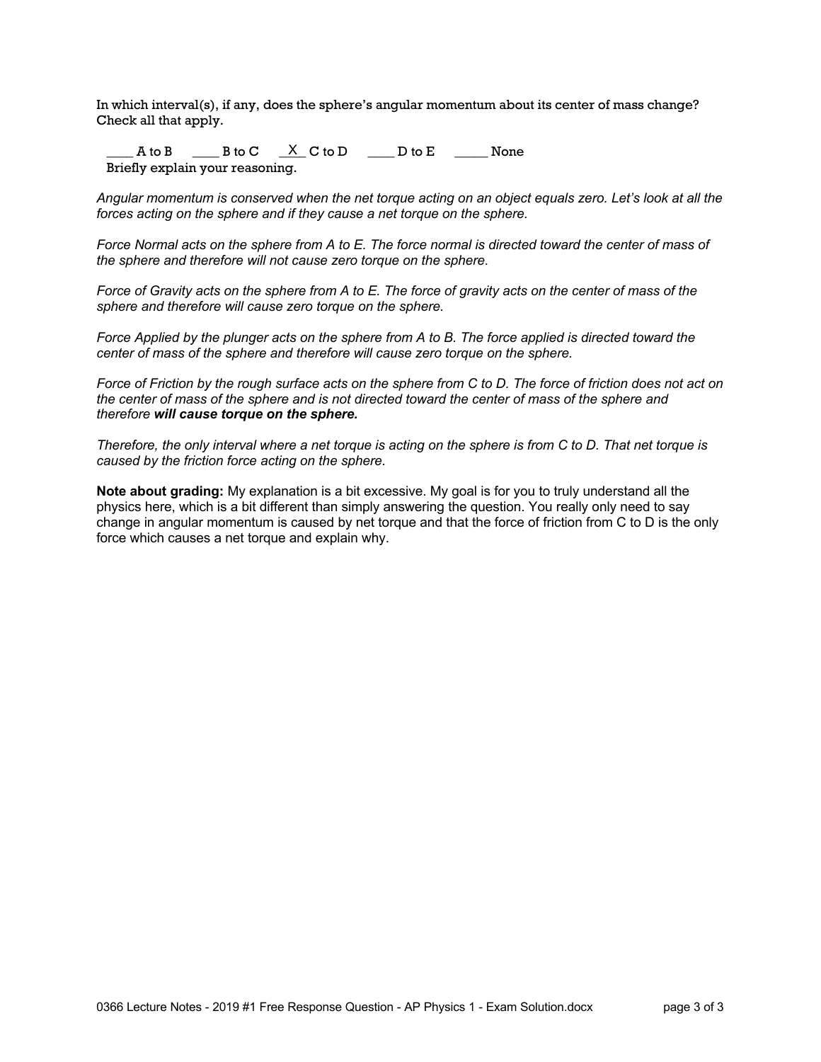In which interval(s), if any, does the sphere's angular momentum about its center of mass change? Check all that apply.

____ A to B ____ B to C _X_ C to D ____ D to E _____ None

Briefly explain your reasoning.

*Angular momentum is conserved when the net torque acting on an object equals zero. Let's look at all the forces acting on the sphere and if they cause a net torque on the sphere.*

*Force Normal acts on the sphere from A to E. The force normal is directed toward the center of mass of the sphere and therefore will not cause zero torque on the sphere.*

*Force of Gravity acts on the sphere from A to E. The force of gravity acts on the center of mass of the sphere and therefore will cause zero torque on the sphere.*

*Force Applied by the plunger acts on the sphere from A to B. The force applied is directed toward the center of mass of the sphere and therefore will cause zero torque on the sphere.*

*Force of Friction by the rough surface acts on the sphere from C to D. The force of friction does not act on the center of mass of the sphere and is not directed toward the center of mass of the sphere and therefore **will cause torque on the sphere.***

*Therefore, the only interval where a net torque is acting on the sphere is from C to D. That net torque is caused by the friction force acting on the sphere.*

**Note about grading:** My explanation is a bit excessive. My goal is for you to truly understand all the physics here, which is a bit different than simply answering the question. You really only need to say change in angular momentum is caused by net torque and that the force of friction from C to D is the only force which causes a net torque and explain why.